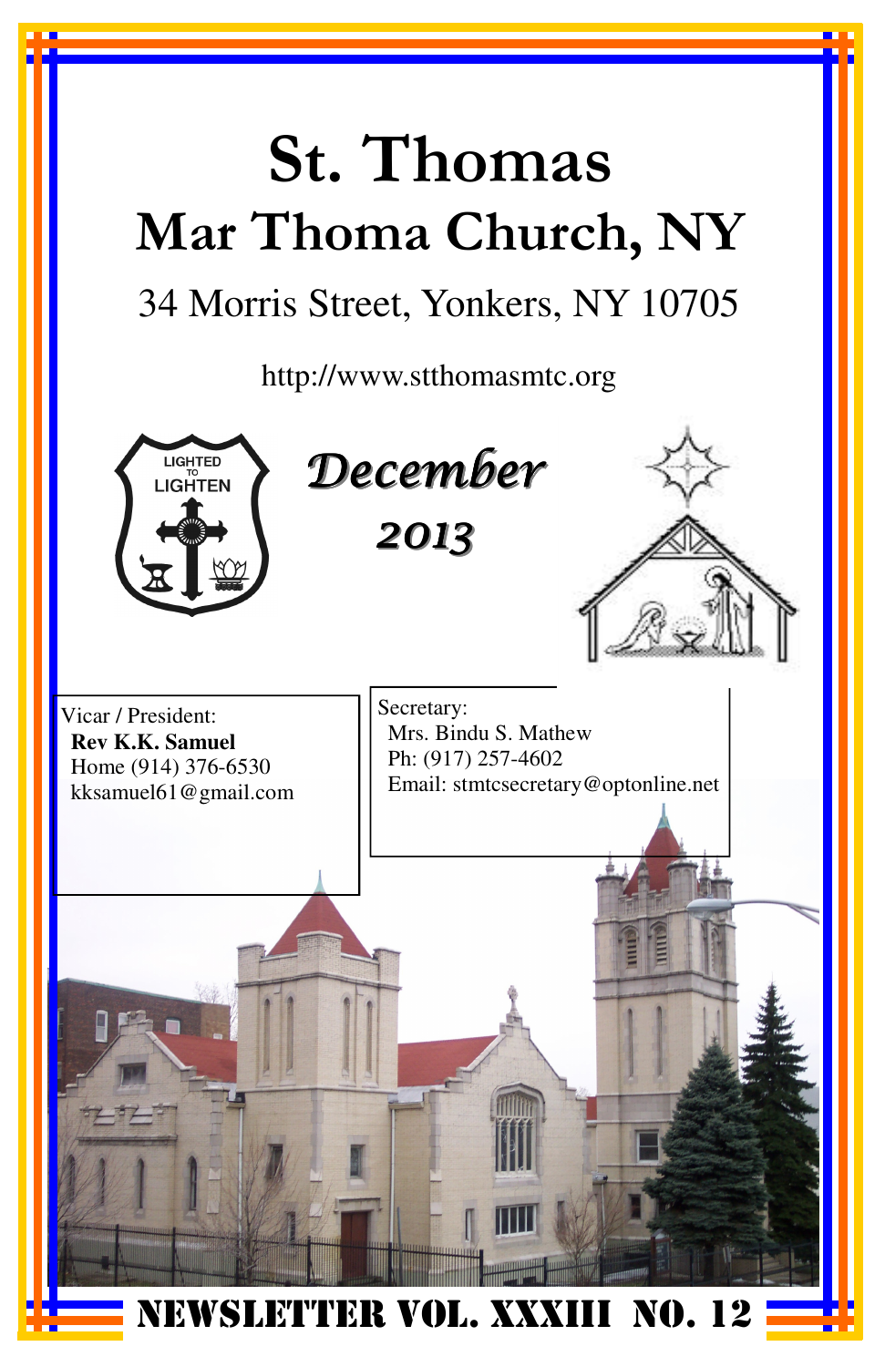# St. Thomas

# Mar Thoma Church, NY

34 Morris Street, Yonkers, NY 10705

http://www.stthomasmtc.org

LIGHTED TO LIGHTEN

## December 2013

Vicar / President:
**Rev K.K. Samuel**
Home (914) 376-6530
kksamuel61@gmail.com

Secretary:
Mrs. Bindu S. Mathew
Ph: (917) 257-4602
Email: stmtcsecretary@optonline.net

NEWSLETTER VOL. XXXIII NO. 12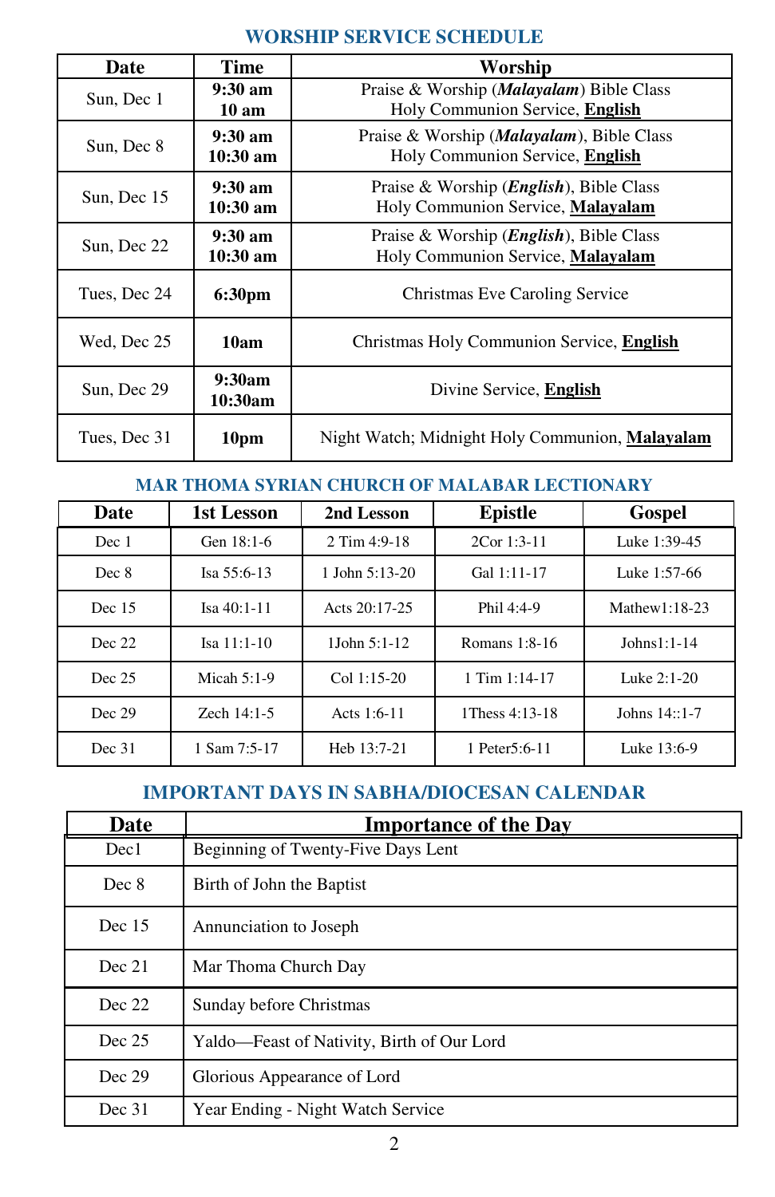## WORSHIP SERVICE SCHEDULE

| Date | Time | Worship |
|---|---|---|
| Sun, Dec 1 | **9:30 am**<br>**10 am** | Praise & Worship (***Malayalam***) Bible Class<br>Holy Communion Service, **English** |
| Sun, Dec 8 | **9:30 am**<br>**10:30 am** | Praise & Worship (***Malayalam***), Bible Class<br>Holy Communion Service, **English** |
| Sun, Dec 15 | **9:30 am**<br>**10:30 am** | Praise & Worship (***English***), Bible Class<br>Holy Communion Service, **Malayalam** |
| Sun, Dec 22 | **9:30 am**<br>**10:30 am** | Praise & Worship (***English***), Bible Class<br>Holy Communion Service, **Malayalam** |
| Tues, Dec 24 | **6:30pm** | Christmas Eve Caroling Service |
| Wed, Dec 25 | **10am** | Christmas Holy Communion Service, **English** |
| Sun, Dec 29 | **9:30am**<br>**10:30am** | Divine Service, **English** |
| Tues, Dec 31 | **10pm** | Night Watch; Midnight Holy Communion, **Malayalam** |

## MAR THOMA SYRIAN CHURCH OF MALABAR LECTIONARY

| Date | 1st Lesson | 2nd Lesson | Epistle | Gospel |
|---|---|---|---|---|
| Dec 1 | Gen 18:1-6 | 2 Tim 4:9-18 | 2Cor 1:3-11 | Luke 1:39-45 |
| Dec 8 | Isa 55:6-13 | 1 John 5:13-20 | Gal 1:11-17 | Luke 1:57-66 |
| Dec 15 | Isa 40:1-11 | Acts 20:17-25 | Phil 4:4-9 | Mathew1:18-23 |
| Dec 22 | Isa 11:1-10 | 1John 5:1-12 | Romans 1:8-16 | Johns1:1-14 |
| Dec 25 | Micah 5:1-9 | Col 1:15-20 | 1 Tim 1:14-17 | Luke 2:1-20 |
| Dec 29 | Zech 14:1-5 | Acts 1:6-11 | 1Thess 4:13-18 | Johns 14::1-7 |
| Dec 31 | 1 Sam 7:5-17 | Heb 13:7-21 | 1 Peter5:6-11 | Luke 13:6-9 |

## IMPORTANT DAYS IN SABHA/DIOCESAN CALENDAR

| Date | Importance of the Day |
|---|---|
| Dec1 | Beginning of Twenty-Five Days Lent |
| Dec 8 | Birth of John the Baptist |
| Dec 15 | Annunciation to Joseph |
| Dec 21 | Mar Thoma Church Day |
| Dec 22 | Sunday before Christmas |
| Dec 25 | Yaldo—Feast of Nativity, Birth of Our Lord |
| Dec 29 | Glorious Appearance of Lord |
| Dec 31 | Year Ending - Night Watch Service |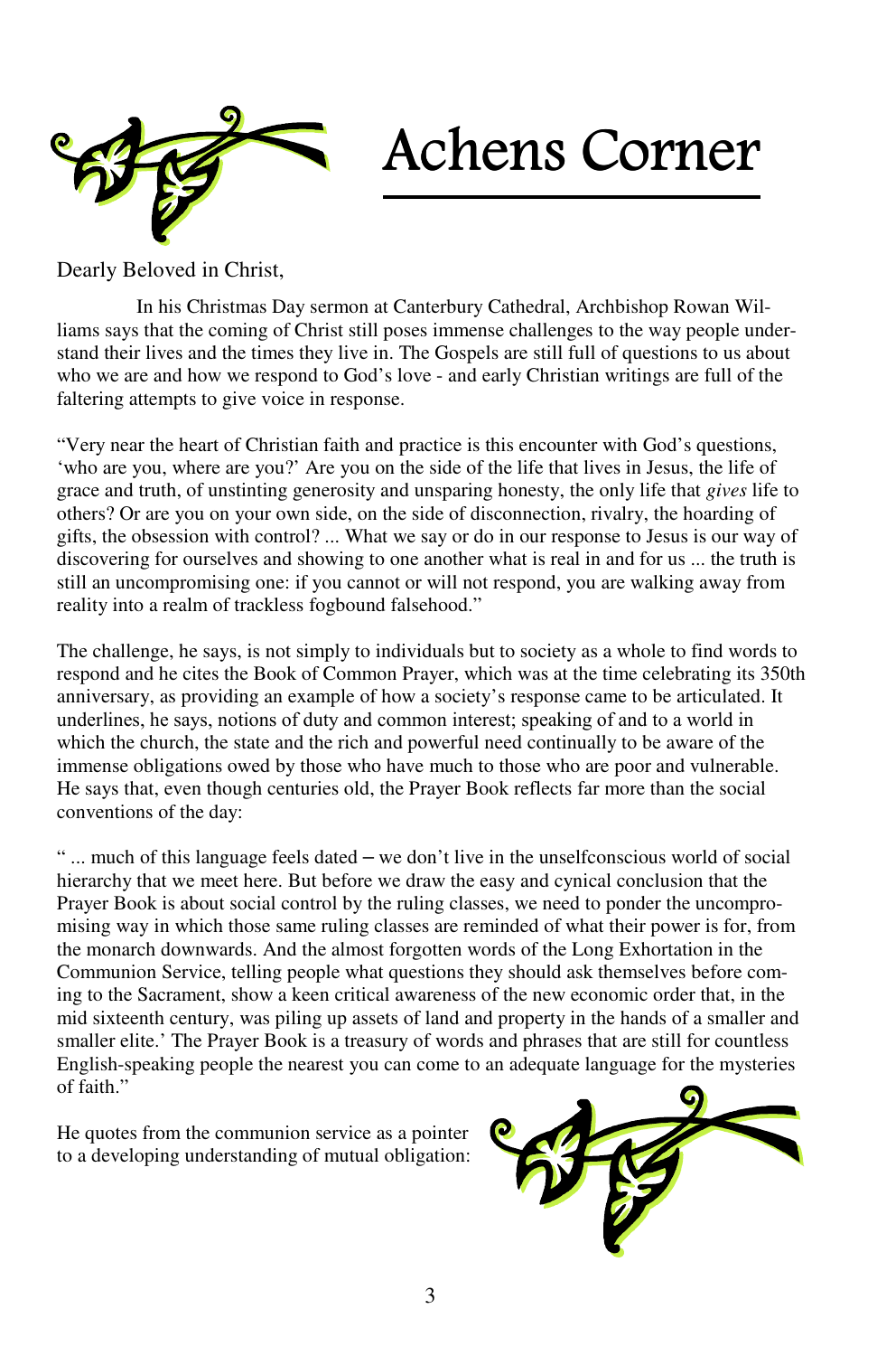# Achens Corner

Dearly Beloved in Christ,

In his Christmas Day sermon at Canterbury Cathedral, Archbishop Rowan Williams says that the coming of Christ still poses immense challenges to the way people understand their lives and the times they live in. The Gospels are still full of questions to us about who we are and how we respond to God's love - and early Christian writings are full of the faltering attempts to give voice in response.

"Very near the heart of Christian faith and practice is this encounter with God's questions, 'who are you, where are you?' Are you on the side of the life that lives in Jesus, the life of grace and truth, of unstinting generosity and unsparing honesty, the only life that *gives* life to others? Or are you on your own side, on the side of disconnection, rivalry, the hoarding of gifts, the obsession with control? ... What we say or do in our response to Jesus is our way of discovering for ourselves and showing to one another what is real in and for us ... the truth is still an uncompromising one: if you cannot or will not respond, you are walking away from reality into a realm of trackless fogbound falsehood."

The challenge, he says, is not simply to individuals but to society as a whole to find words to respond and he cites the Book of Common Prayer, which was at the time celebrating its 350th anniversary, as providing an example of how a society's response came to be articulated. It underlines, he says, notions of duty and common interest; speaking of and to a world in which the church, the state and the rich and powerful need continually to be aware of the immense obligations owed by those who have much to those who are poor and vulnerable. He says that, even though centuries old, the Prayer Book reflects far more than the social conventions of the day:

" ... much of this language feels dated – we don't live in the unselfconscious world of social hierarchy that we meet here. But before we draw the easy and cynical conclusion that the Prayer Book is about social control by the ruling classes, we need to ponder the uncompromising way in which those same ruling classes are reminded of what their power is for, from the monarch downwards. And the almost forgotten words of the Long Exhortation in the Communion Service, telling people what questions they should ask themselves before coming to the Sacrament, show a keen critical awareness of the new economic order that, in the mid sixteenth century, was piling up assets of land and property in the hands of a smaller and smaller elite.' The Prayer Book is a treasury of words and phrases that are still for countless English-speaking people the nearest you can come to an adequate language for the mysteries of faith."

He quotes from the communion service as a pointer to a developing understanding of mutual obligation: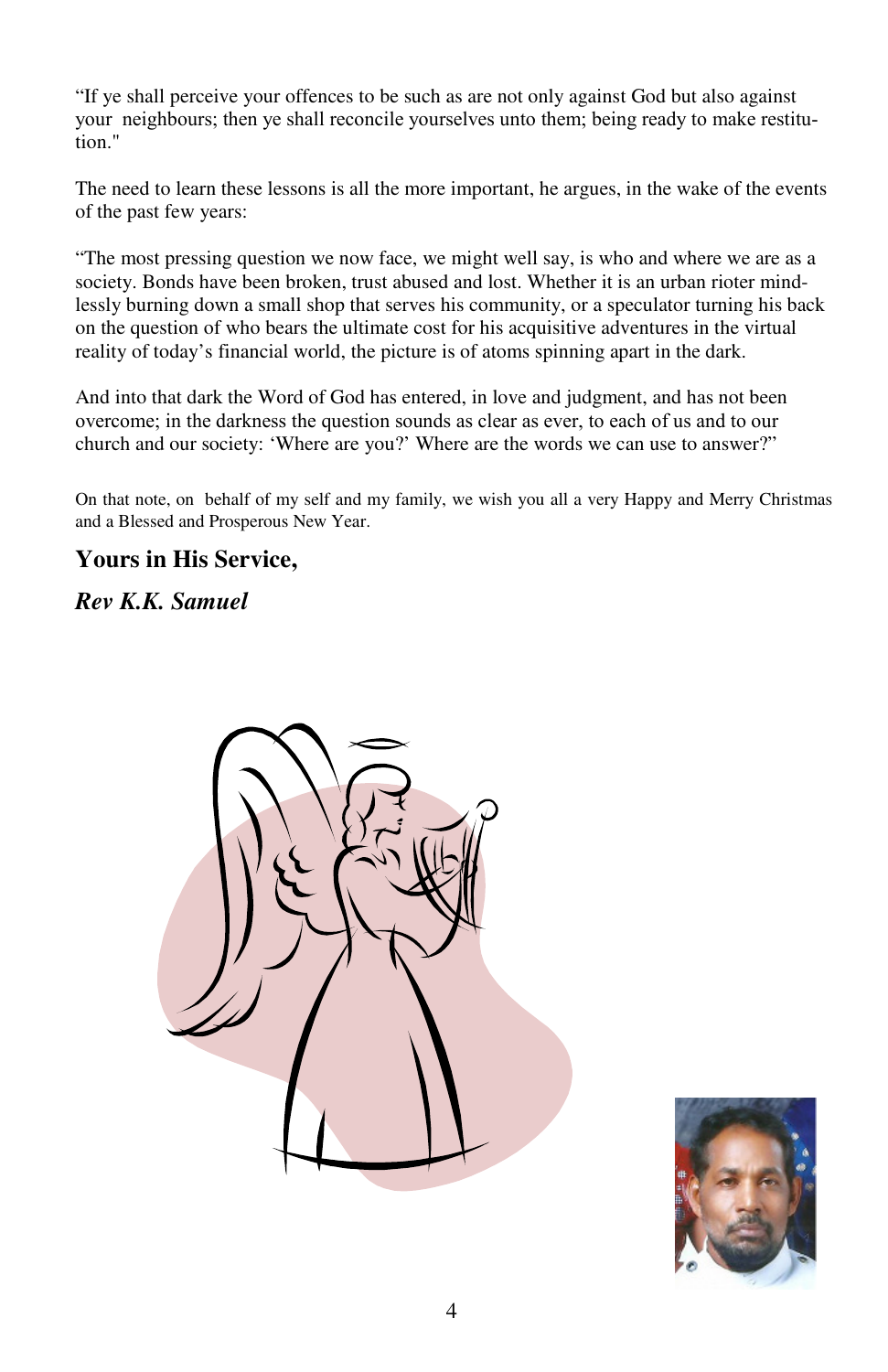"If ye shall perceive your offences to be such as are not only against God but also against your neighbours; then ye shall reconcile yourselves unto them; being ready to make restitution."

The need to learn these lessons is all the more important, he argues, in the wake of the events of the past few years:

"The most pressing question we now face, we might well say, is who and where we are as a society. Bonds have been broken, trust abused and lost. Whether it is an urban rioter mindlessly burning down a small shop that serves his community, or a speculator turning his back on the question of who bears the ultimate cost for his acquisitive adventures in the virtual reality of today's financial world, the picture is of atoms spinning apart in the dark.

And into that dark the Word of God has entered, in love and judgment, and has not been overcome; in the darkness the question sounds as clear as ever, to each of us and to our church and our society: 'Where are you?' Where are the words we can use to answer?"

On that note, on behalf of my self and my family, we wish you all a very Happy and Merry Christmas and a Blessed and Prosperous New Year.

**Yours in His Service,**

***Rev K.K. Samuel***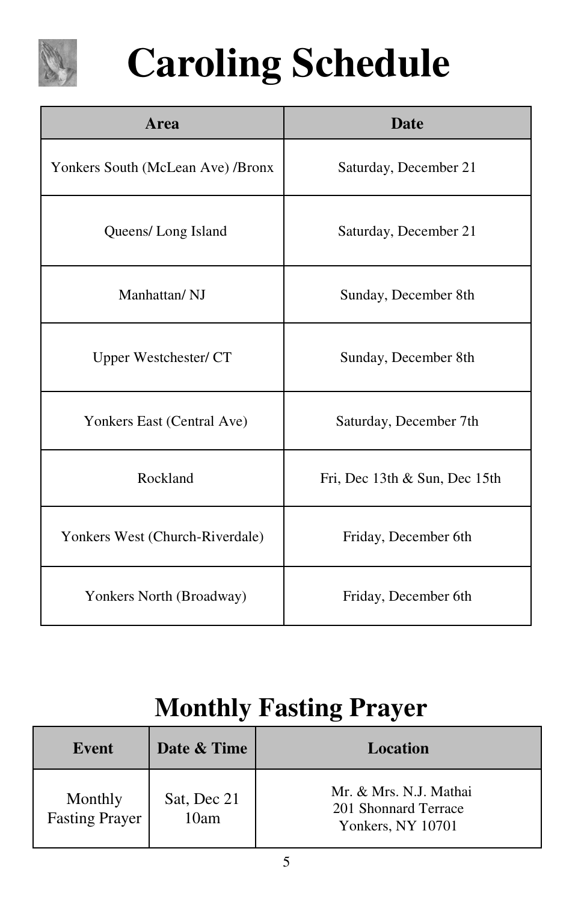# Caroling Schedule

| Area | Date |
|---|---|
| Yonkers South (McLean Ave) /Bronx | Saturday, December 21 |
| Queens/ Long Island | Saturday, December 21 |
| Manhattan/ NJ | Sunday, December 8th |
| Upper Westchester/ CT | Sunday, December 8th |
| Yonkers East (Central Ave) | Saturday, December 7th |
| Rockland | Fri, Dec 13th & Sun, Dec 15th |
| Yonkers West (Church-Riverdale) | Friday, December 6th |
| Yonkers North (Broadway) | Friday, December 6th |

# Monthly Fasting Prayer

| Event | Date & Time | Location |
|---|---|---|
| Monthly Fasting Prayer | Sat, Dec 21 10am | Mr. & Mrs. N.J. Mathai<br>201 Shonnard Terrace<br>Yonkers, NY 10701 |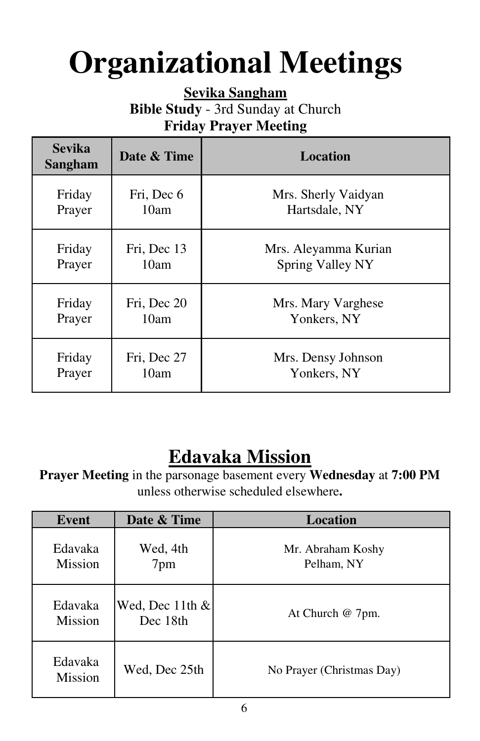# Organizational Meetings

**Sevika Sangham**

**Bible Study** - 3rd Sunday at Church

**Friday Prayer Meeting**

| Sevika Sangham | Date & Time | Location |
|---|---|---|
| Friday Prayer | Fri, Dec 6 10am | Mrs. Sherly Vaidyan Hartsdale, NY |
| Friday Prayer | Fri, Dec 13 10am | Mrs. Aleyamma Kurian Spring Valley NY |
| Friday Prayer | Fri, Dec 20 10am | Mrs. Mary Varghese Yonkers, NY |
| Friday Prayer | Fri, Dec 27 10am | Mrs. Densy Johnson Yonkers, NY |

## Edavaka Mission

**Prayer Meeting** in the parsonage basement every **Wednesday** at **7:00 PM** unless otherwise scheduled elsewhere**.**

| Event | Date & Time | Location |
|---|---|---|
| Edavaka Mission | Wed, 4th 7pm | Mr. Abraham Koshy Pelham, NY |
| Edavaka Mission | Wed, Dec 11th & Dec 18th | At Church @ 7pm. |
| Edavaka Mission | Wed, Dec 25th | No Prayer (Christmas Day) |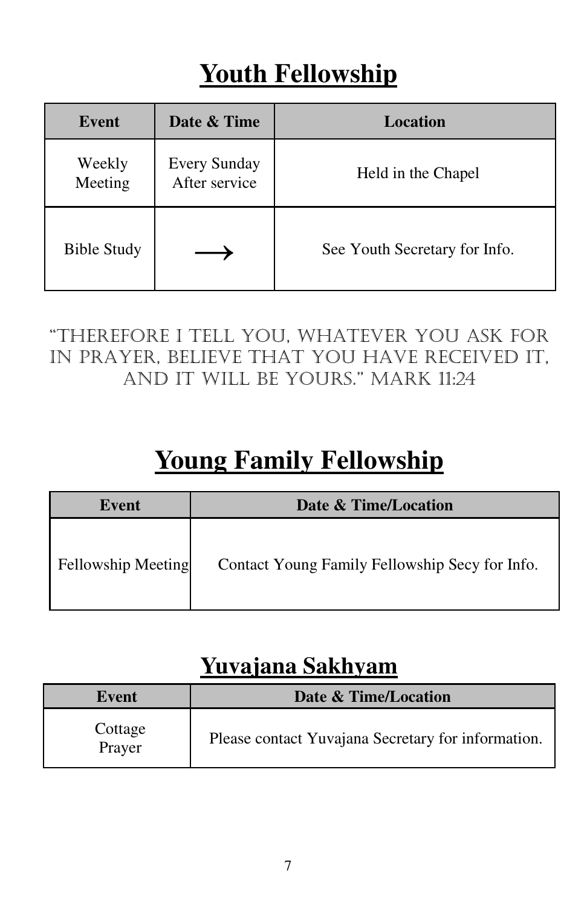# Youth Fellowship

| Event | Date & Time | Location |
| --- | --- | --- |
| Weekly Meeting | Every Sunday After service | Held in the Chapel |
| Bible Study | ⟶ | See Youth Secretary for Info. |

"THEREFORE I TELL YOU, WHATEVER YOU ASK FOR IN PRAYER, BELIEVE THAT YOU HAVE RECEIVED IT, AND IT WILL BE YOURS." MARK 11:24

# Young Family Fellowship

| Event | Date & Time/Location |
| --- | --- |
| Fellowship Meeting | Contact Young Family Fellowship Secy for Info. |

## Yuvajana Sakhyam

| Event | Date & Time/Location |
| --- | --- |
| Cottage Prayer | Please contact Yuvajana Secretary for information. |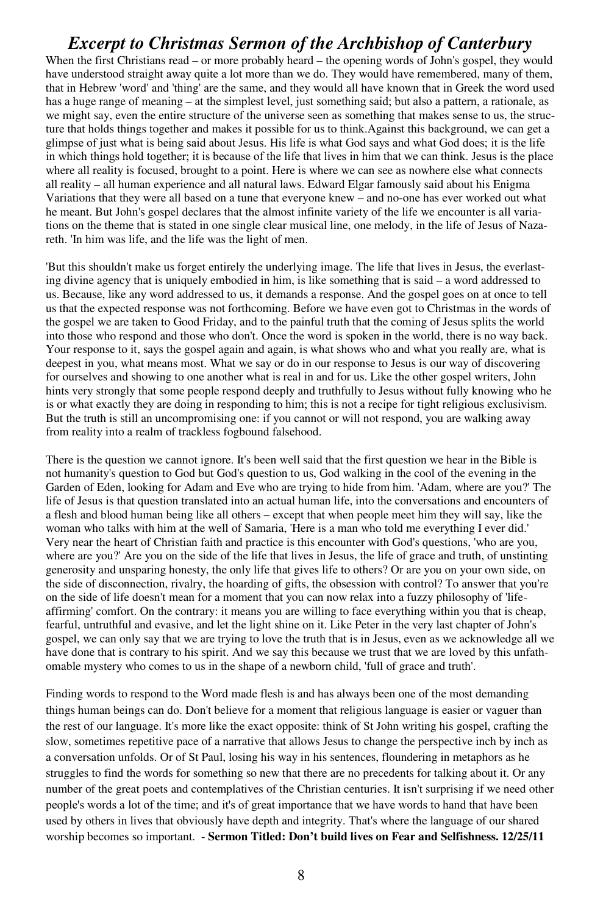## *Excerpt to Christmas Sermon of the Archbishop of Canterbury*

When the first Christians read – or more probably heard – the opening words of John's gospel, they would have understood straight away quite a lot more than we do. They would have remembered, many of them, that in Hebrew 'word' and 'thing' are the same, and they would all have known that in Greek the word used has a huge range of meaning – at the simplest level, just something said; but also a pattern, a rationale, as we might say, even the entire structure of the universe seen as something that makes sense to us, the structure that holds things together and makes it possible for us to think.Against this background, we can get a glimpse of just what is being said about Jesus. His life is what God says and what God does; it is the life in which things hold together; it is because of the life that lives in him that we can think. Jesus is the place where all reality is focused, brought to a point. Here is where we can see as nowhere else what connects all reality – all human experience and all natural laws. Edward Elgar famously said about his Enigma Variations that they were all based on a tune that everyone knew – and no-one has ever worked out what he meant. But John's gospel declares that the almost infinite variety of the life we encounter is all variations on the theme that is stated in one single clear musical line, one melody, in the life of Jesus of Nazareth. 'In him was life, and the life was the light of men.

'But this shouldn't make us forget entirely the underlying image. The life that lives in Jesus, the everlasting divine agency that is uniquely embodied in him, is like something that is said – a word addressed to us. Because, like any word addressed to us, it demands a response. And the gospel goes on at once to tell us that the expected response was not forthcoming. Before we have even got to Christmas in the words of the gospel we are taken to Good Friday, and to the painful truth that the coming of Jesus splits the world into those who respond and those who don't. Once the word is spoken in the world, there is no way back. Your response to it, says the gospel again and again, is what shows who and what you really are, what is deepest in you, what means most. What we say or do in our response to Jesus is our way of discovering for ourselves and showing to one another what is real in and for us. Like the other gospel writers, John hints very strongly that some people respond deeply and truthfully to Jesus without fully knowing who he is or what exactly they are doing in responding to him; this is not a recipe for tight religious exclusivism. But the truth is still an uncompromising one: if you cannot or will not respond, you are walking away from reality into a realm of trackless fogbound falsehood.

There is the question we cannot ignore. It's been well said that the first question we hear in the Bible is not humanity's question to God but God's question to us, God walking in the cool of the evening in the Garden of Eden, looking for Adam and Eve who are trying to hide from him. 'Adam, where are you?' The life of Jesus is that question translated into an actual human life, into the conversations and encounters of a flesh and blood human being like all others – except that when people meet him they will say, like the woman who talks with him at the well of Samaria, 'Here is a man who told me everything I ever did.' Very near the heart of Christian faith and practice is this encounter with God's questions, 'who are you, where are you?' Are you on the side of the life that lives in Jesus, the life of grace and truth, of unstinting generosity and unsparing honesty, the only life that gives life to others? Or are you on your own side, on the side of disconnection, rivalry, the hoarding of gifts, the obsession with control? To answer that you're on the side of life doesn't mean for a moment that you can now relax into a fuzzy philosophy of 'life-affirming' comfort. On the contrary: it means you are willing to face everything within you that is cheap, fearful, untruthful and evasive, and let the light shine on it. Like Peter in the very last chapter of John's gospel, we can only say that we are trying to love the truth that is in Jesus, even as we acknowledge all we have done that is contrary to his spirit. And we say this because we trust that we are loved by this unfathomable mystery who comes to us in the shape of a newborn child, 'full of grace and truth'.

Finding words to respond to the Word made flesh is and has always been one of the most demanding things human beings can do. Don't believe for a moment that religious language is easier or vaguer than the rest of our language. It's more like the exact opposite: think of St John writing his gospel, crafting the slow, sometimes repetitive pace of a narrative that allows Jesus to change the perspective inch by inch as a conversation unfolds. Or of St Paul, losing his way in his sentences, floundering in metaphors as he struggles to find the words for something so new that there are no precedents for talking about it. Or any number of the great poets and contemplatives of the Christian centuries. It isn't surprising if we need other people's words a lot of the time; and it's of great importance that we have words to hand that have been used by others in lives that obviously have depth and integrity. That's where the language of our shared worship becomes so important. - **Sermon Titled: Don't build lives on Fear and Selfishness. 12/25/11**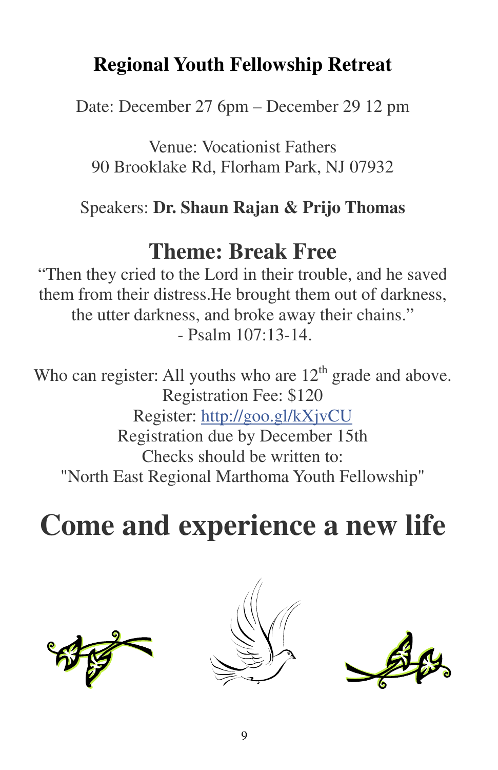# Regional Youth Fellowship Retreat

Date: December 27 6pm – December 29 12 pm

Venue: Vocationist Fathers
90 Brooklake Rd, Florham Park, NJ 07932

Speakers: **Dr. Shaun Rajan & Prijo Thomas**

## Theme: Break Free

"Then they cried to the Lord in their trouble, and he saved them from their distress.He brought them out of darkness, the utter darkness, and broke away their chains."
- Psalm 107:13-14.

Who can register: All youths who are 12th grade and above.
Registration Fee: $120
Register: http://goo.gl/kXjvCU
Registration due by December 15th
Checks should be written to:
"North East Regional Marthoma Youth Fellowship"

# Come and experience a new life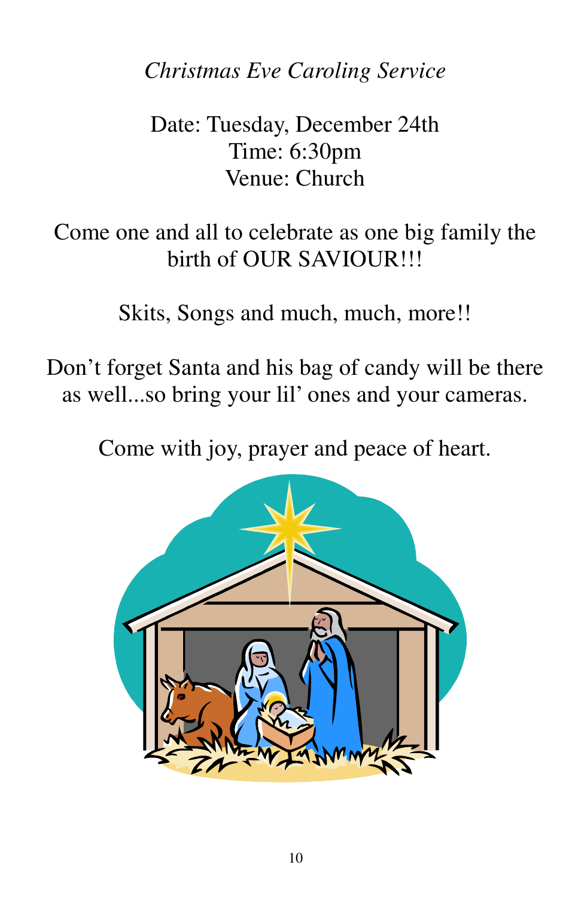*Christmas Eve Caroling Service*

Date: Tuesday, December 24th
Time: 6:30pm
Venue: Church

Come one and all to celebrate as one big family the birth of OUR SAVIOUR!!!

Skits, Songs and much, much, more!!

Don't forget Santa and his bag of candy will be there as well...so bring your lil' ones and your cameras.

Come with joy, prayer and peace of heart.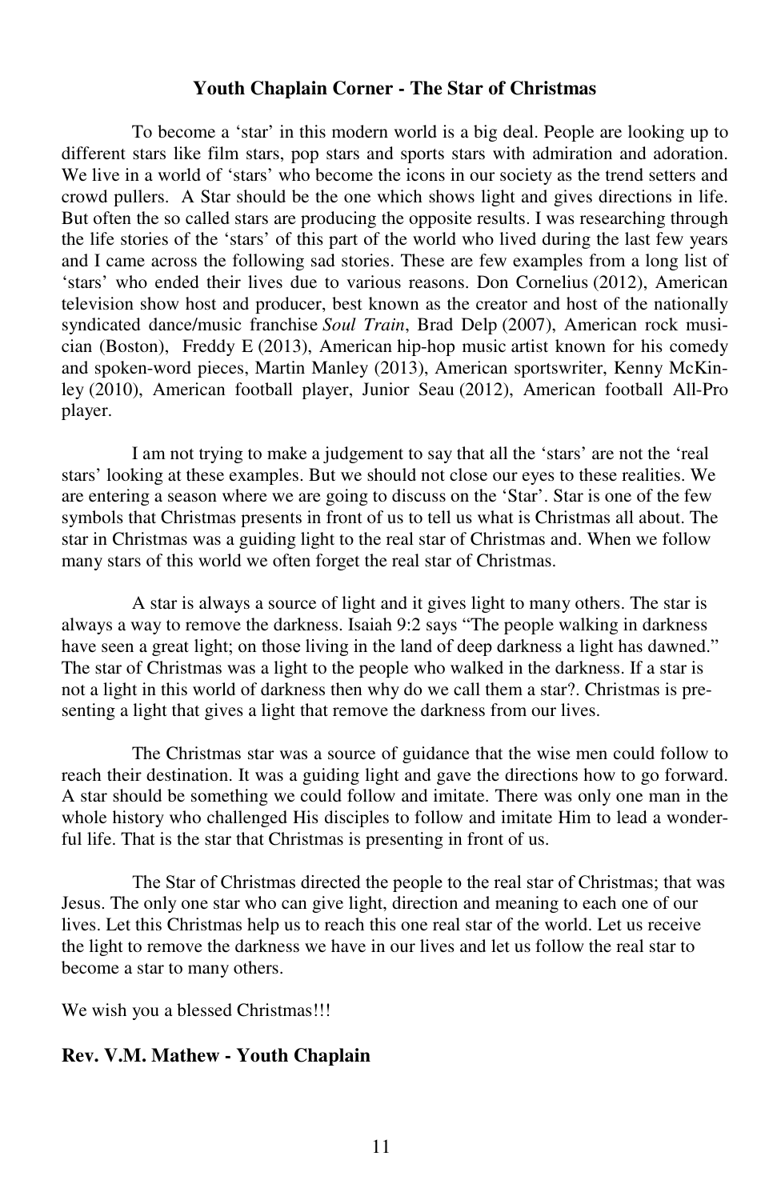**Youth Chaplain Corner - The Star of Christmas**

To become a 'star' in this modern world is a big deal. People are looking up to different stars like film stars, pop stars and sports stars with admiration and adoration. We live in a world of 'stars' who become the icons in our society as the trend setters and crowd pullers. A Star should be the one which shows light and gives directions in life. But often the so called stars are producing the opposite results. I was researching through the life stories of the 'stars' of this part of the world who lived during the last few years and I came across the following sad stories. These are few examples from a long list of 'stars' who ended their lives due to various reasons. Don Cornelius (2012), American television show host and producer, best known as the creator and host of the nationally syndicated dance/music franchise *Soul Train*, Brad Delp (2007), American rock musician (Boston), Freddy E (2013), American hip-hop music artist known for his comedy and spoken-word pieces, Martin Manley (2013), American sportswriter, Kenny McKinley (2010), American football player, Junior Seau (2012), American football All-Pro player.

I am not trying to make a judgement to say that all the 'stars' are not the 'real stars' looking at these examples. But we should not close our eyes to these realities. We are entering a season where we are going to discuss on the 'Star'. Star is one of the few symbols that Christmas presents in front of us to tell us what is Christmas all about. The star in Christmas was a guiding light to the real star of Christmas and. When we follow many stars of this world we often forget the real star of Christmas.

A star is always a source of light and it gives light to many others. The star is always a way to remove the darkness. Isaiah 9:2 says "The people walking in darkness have seen a great light; on those living in the land of deep darkness a light has dawned." The star of Christmas was a light to the people who walked in the darkness. If a star is not a light in this world of darkness then why do we call them a star?. Christmas is presenting a light that gives a light that remove the darkness from our lives.

The Christmas star was a source of guidance that the wise men could follow to reach their destination. It was a guiding light and gave the directions how to go forward. A star should be something we could follow and imitate. There was only one man in the whole history who challenged His disciples to follow and imitate Him to lead a wonderful life. That is the star that Christmas is presenting in front of us.

The Star of Christmas directed the people to the real star of Christmas; that was Jesus. The only one star who can give light, direction and meaning to each one of our lives. Let this Christmas help us to reach this one real star of the world. Let us receive the light to remove the darkness we have in our lives and let us follow the real star to become a star to many others.

We wish you a blessed Christmas!!!

**Rev. V.M. Mathew - Youth Chaplain**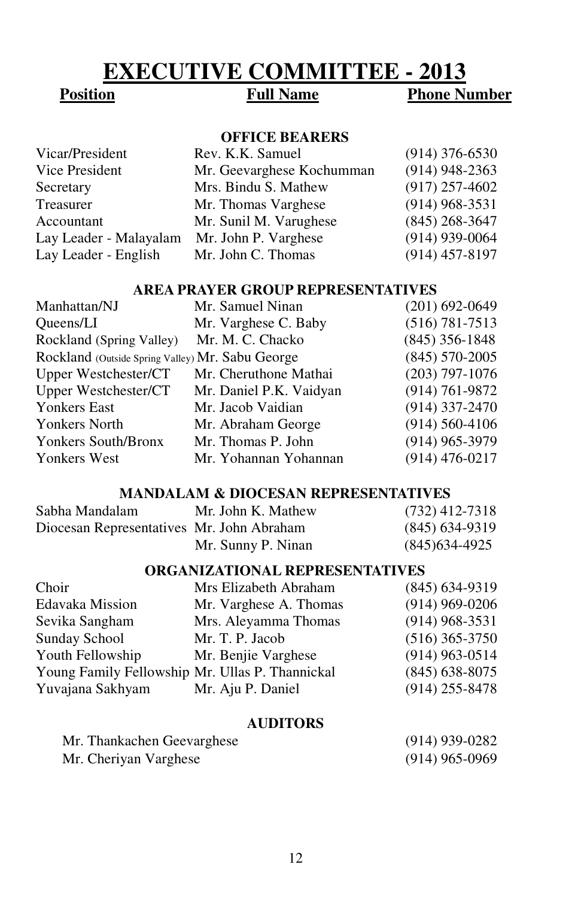# EXECUTIVE COMMITTEE - 2013

| Position | Full Name | Phone Number |
|---|---|---|
| **OFFICE BEARERS** | | |
| Vicar/President | Rev. K.K. Samuel | (914) 376-6530 |
| Vice President | Mr. Geevarghese Kochumman | (914) 948-2363 |
| Secretary | Mrs. Bindu S. Mathew | (917) 257-4602 |
| Treasurer | Mr. Thomas Varghese | (914) 968-3531 |
| Accountant | Mr. Sunil M. Varughese | (845) 268-3647 |
| Lay Leader - Malayalam | Mr. John P. Varghese | (914) 939-0064 |
| Lay Leader - English | Mr. John C. Thomas | (914) 457-8197 |
| **AREA PRAYER GROUP REPRESENTATIVES** | | |
| Manhattan/NJ | Mr. Samuel Ninan | (201) 692-0649 |
| Queens/LI | Mr. Varghese C. Baby | (516) 781-7513 |
| Rockland (Spring Valley) | Mr. M. C. Chacko | (845) 356-1848 |
| Rockland (Outside Spring Valley) | Mr. Sabu George | (845) 570-2005 |
| Upper Westchester/CT | Mr. Cheruthone Mathai | (203) 797-1076 |
| Upper Westchester/CT | Mr. Daniel P.K. Vaidyan | (914) 761-9872 |
| Yonkers East | Mr. Jacob Vaidian | (914) 337-2470 |
| Yonkers North | Mr. Abraham George | (914) 560-4106 |
| Yonkers South/Bronx | Mr. Thomas P. John | (914) 965-3979 |
| Yonkers West | Mr. Yohannan Yohannan | (914) 476-0217 |
| **MANDALAM & DIOCESAN REPRESENTATIVES** | | |
| Sabha Mandalam | Mr. John K. Mathew | (732) 412-7318 |
| Diocesan Representatives | Mr. John Abraham | (845) 634-9319 |
| | Mr. Sunny P. Ninan | (845)634-4925 |
| **ORGANIZATIONAL REPRESENTATIVES** | | |
| Choir | Mrs Elizabeth Abraham | (845) 634-9319 |
| Edavaka Mission | Mr. Varghese A. Thomas | (914) 969-0206 |
| Sevika Sangham | Mrs. Aleyamma Thomas | (914) 968-3531 |
| Sunday School | Mr. T. P. Jacob | (516) 365-3750 |
| Youth Fellowship | Mr. Benjie Varghese | (914) 963-0514 |
| Young Family Fellowship | Mr. Ullas P. Thannickal | (845) 638-8075 |
| Yuvajana Sakhyam | Mr. Aju P. Daniel | (914) 255-8478 |
| **AUDITORS** | | |
| | Mr. Thankachen Geevarghese | (914) 939-0282 |
| | Mr. Cheriyan Varghese | (914) 965-0969 |